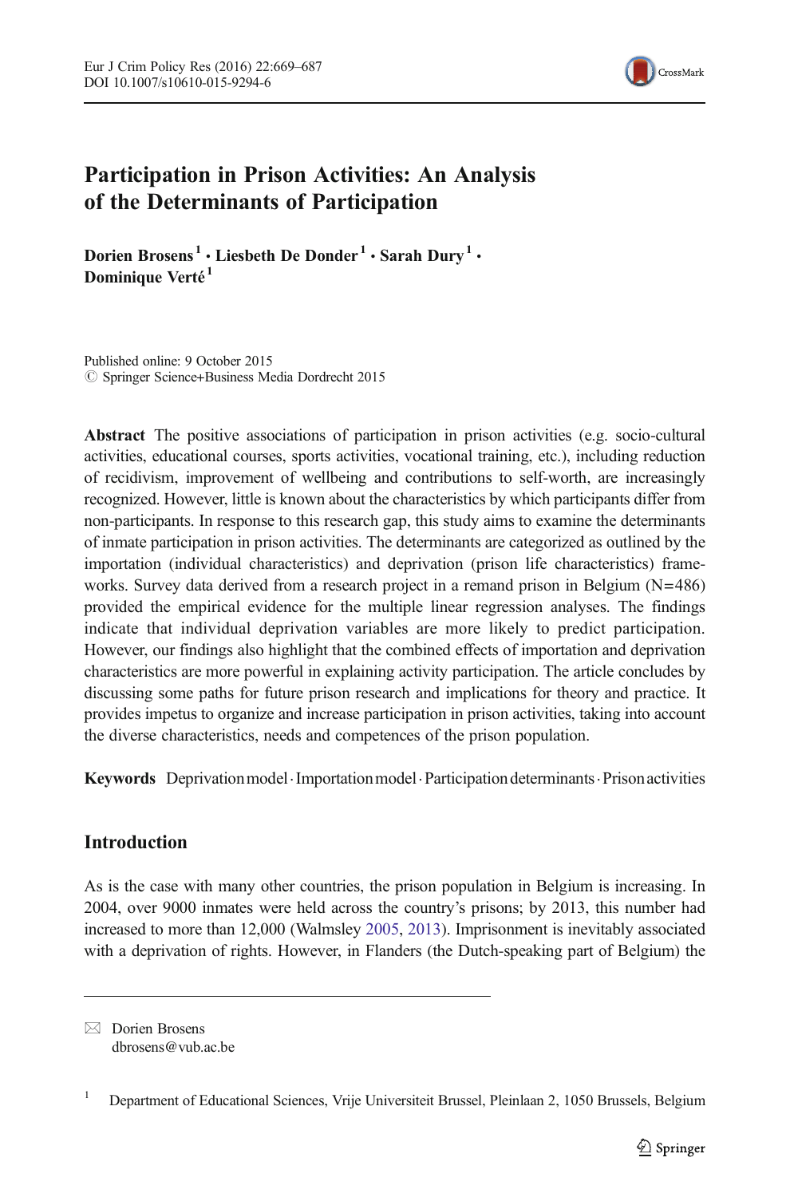# Participation in Prison Activities: An Analysis of the Determinants of Participation

**Dorien Brosens[1] · Liesbeth De Donder[1] · Sarah Dury[1] · Dominique Verté[1]**

Published online: 9 October 2015
© Springer Science+Business Media Dordrecht 2015

**Abstract** The positive associations of participation in prison activities (e.g. socio-cultural activities, educational courses, sports activities, vocational training, etc.), including reduction of recidivism, improvement of wellbeing and contributions to self-worth, are increasingly recognized. However, little is known about the characteristics by which participants differ from non-participants. In response to this research gap, this study aims to examine the determinants of inmate participation in prison activities. The determinants are categorized as outlined by the importation (individual characteristics) and deprivation (prison life characteristics) frameworks. Survey data derived from a research project in a remand prison in Belgium (N=486) provided the empirical evidence for the multiple linear regression analyses. The findings indicate that individual deprivation variables are more likely to predict participation. However, our findings also highlight that the combined effects of importation and deprivation characteristics are more powerful in explaining activity participation. The article concludes by discussing some paths for future prison research and implications for theory and practice. It provides impetus to organize and increase participation in prison activities, taking into account the diverse characteristics, needs and competences of the prison population.

**Keywords** Deprivation model · Importation model · Participation determinants · Prison activities

## Introduction

As is the case with many other countries, the prison population in Belgium is increasing. In 2004, over 9000 inmates were held across the country's prisons; by 2013, this number had increased to more than 12,000 (Walmsley 2005, 2013). Imprisonment is inevitably associated with a deprivation of rights. However, in Flanders (the Dutch-speaking part of Belgium) the

---

✉ Dorien Brosens
dbrosens@vub.ac.be

[1] Department of Educational Sciences, Vrije Universiteit Brussel, Pleinlaan 2, 1050 Brussels, Belgium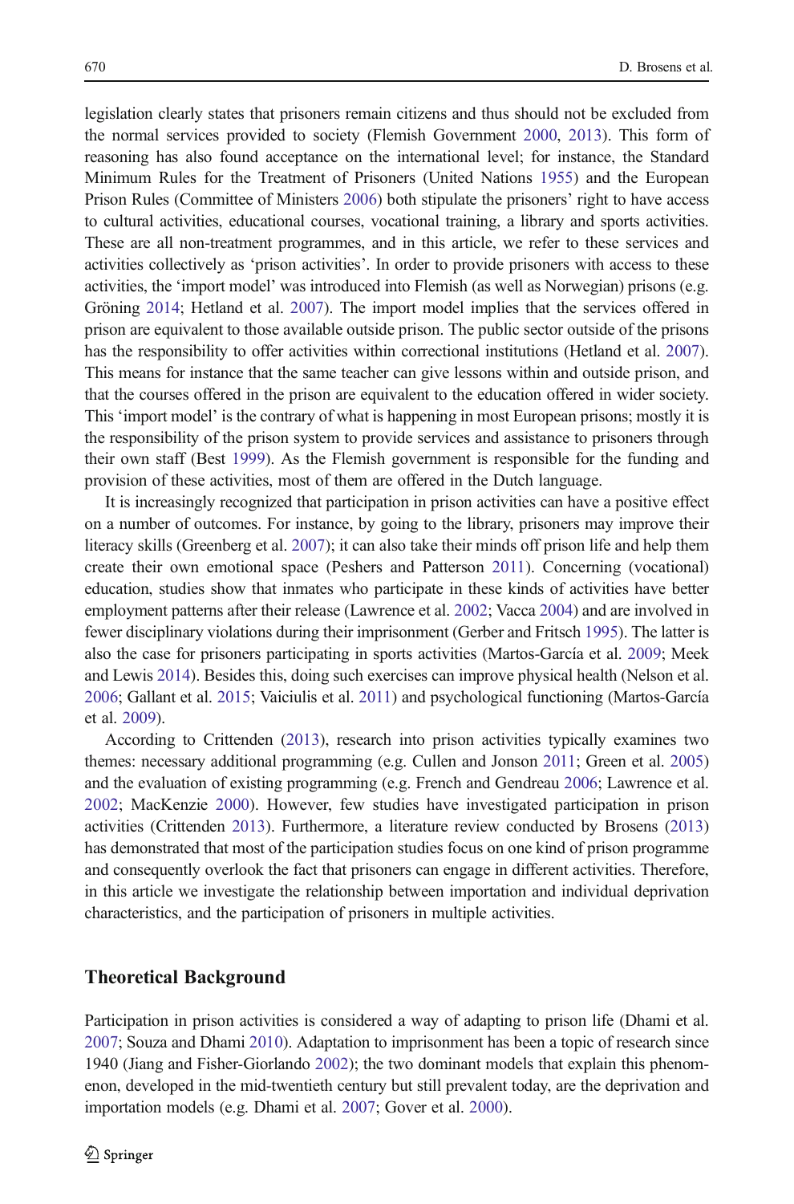legislation clearly states that prisoners remain citizens and thus should not be excluded from the normal services provided to society (Flemish Government 2000, 2013). This form of reasoning has also found acceptance on the international level; for instance, the Standard Minimum Rules for the Treatment of Prisoners (United Nations 1955) and the European Prison Rules (Committee of Ministers 2006) both stipulate the prisoners' right to have access to cultural activities, educational courses, vocational training, a library and sports activities. These are all non-treatment programmes, and in this article, we refer to these services and activities collectively as 'prison activities'. In order to provide prisoners with access to these activities, the 'import model' was introduced into Flemish (as well as Norwegian) prisons (e.g. Gröning 2014; Hetland et al. 2007). The import model implies that the services offered in prison are equivalent to those available outside prison. The public sector outside of the prisons has the responsibility to offer activities within correctional institutions (Hetland et al. 2007). This means for instance that the same teacher can give lessons within and outside prison, and that the courses offered in the prison are equivalent to the education offered in wider society. This 'import model' is the contrary of what is happening in most European prisons; mostly it is the responsibility of the prison system to provide services and assistance to prisoners through their own staff (Best 1999). As the Flemish government is responsible for the funding and provision of these activities, most of them are offered in the Dutch language.

It is increasingly recognized that participation in prison activities can have a positive effect on a number of outcomes. For instance, by going to the library, prisoners may improve their literacy skills (Greenberg et al. 2007); it can also take their minds off prison life and help them create their own emotional space (Peshers and Patterson 2011). Concerning (vocational) education, studies show that inmates who participate in these kinds of activities have better employment patterns after their release (Lawrence et al. 2002; Vacca 2004) and are involved in fewer disciplinary violations during their imprisonment (Gerber and Fritsch 1995). The latter is also the case for prisoners participating in sports activities (Martos-García et al. 2009; Meek and Lewis 2014). Besides this, doing such exercises can improve physical health (Nelson et al. 2006; Gallant et al. 2015; Vaiciulis et al. 2011) and psychological functioning (Martos-García et al. 2009).

According to Crittenden (2013), research into prison activities typically examines two themes: necessary additional programming (e.g. Cullen and Jonson 2011; Green et al. 2005) and the evaluation of existing programming (e.g. French and Gendreau 2006; Lawrence et al. 2002; MacKenzie 2000). However, few studies have investigated participation in prison activities (Crittenden 2013). Furthermore, a literature review conducted by Brosens (2013) has demonstrated that most of the participation studies focus on one kind of prison programme and consequently overlook the fact that prisoners can engage in different activities. Therefore, in this article we investigate the relationship between importation and individual deprivation characteristics, and the participation of prisoners in multiple activities.

## Theoretical Background

Participation in prison activities is considered a way of adapting to prison life (Dhami et al. 2007; Souza and Dhami 2010). Adaptation to imprisonment has been a topic of research since 1940 (Jiang and Fisher-Giorlando 2002); the two dominant models that explain this phenomenon, developed in the mid-twentieth century but still prevalent today, are the deprivation and importation models (e.g. Dhami et al. 2007; Gover et al. 2000).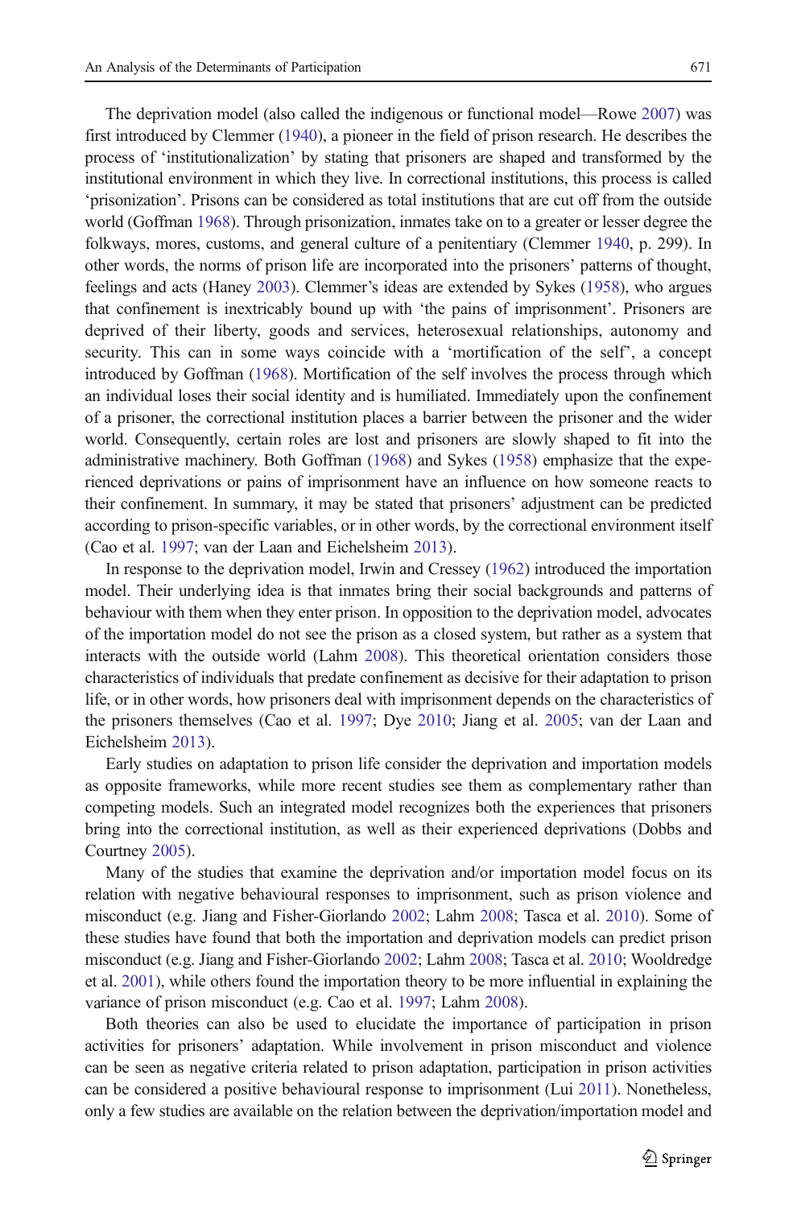The deprivation model (also called the indigenous or functional model—Rowe 2007) was first introduced by Clemmer (1940), a pioneer in the field of prison research. He describes the process of 'institutionalization' by stating that prisoners are shaped and transformed by the institutional environment in which they live. In correctional institutions, this process is called 'prisonization'. Prisons can be considered as total institutions that are cut off from the outside world (Goffman 1968). Through prisonization, inmates take on to a greater or lesser degree the folkways, mores, customs, and general culture of a penitentiary (Clemmer 1940, p. 299). In other words, the norms of prison life are incorporated into the prisoners' patterns of thought, feelings and acts (Haney 2003). Clemmer's ideas are extended by Sykes (1958), who argues that confinement is inextricably bound up with 'the pains of imprisonment'. Prisoners are deprived of their liberty, goods and services, heterosexual relationships, autonomy and security. This can in some ways coincide with a 'mortification of the self', a concept introduced by Goffman (1968). Mortification of the self involves the process through which an individual loses their social identity and is humiliated. Immediately upon the confinement of a prisoner, the correctional institution places a barrier between the prisoner and the wider world. Consequently, certain roles are lost and prisoners are slowly shaped to fit into the administrative machinery. Both Goffman (1968) and Sykes (1958) emphasize that the experienced deprivations or pains of imprisonment have an influence on how someone reacts to their confinement. In summary, it may be stated that prisoners' adjustment can be predicted according to prison-specific variables, or in other words, by the correctional environment itself (Cao et al. 1997; van der Laan and Eichelsheim 2013).

In response to the deprivation model, Irwin and Cressey (1962) introduced the importation model. Their underlying idea is that inmates bring their social backgrounds and patterns of behaviour with them when they enter prison. In opposition to the deprivation model, advocates of the importation model do not see the prison as a closed system, but rather as a system that interacts with the outside world (Lahm 2008). This theoretical orientation considers those characteristics of individuals that predate confinement as decisive for their adaptation to prison life, or in other words, how prisoners deal with imprisonment depends on the characteristics of the prisoners themselves (Cao et al. 1997; Dye 2010; Jiang et al. 2005; van der Laan and Eichelsheim 2013).

Early studies on adaptation to prison life consider the deprivation and importation models as opposite frameworks, while more recent studies see them as complementary rather than competing models. Such an integrated model recognizes both the experiences that prisoners bring into the correctional institution, as well as their experienced deprivations (Dobbs and Courtney 2005).

Many of the studies that examine the deprivation and/or importation model focus on its relation with negative behavioural responses to imprisonment, such as prison violence and misconduct (e.g. Jiang and Fisher-Giorlando 2002; Lahm 2008; Tasca et al. 2010). Some of these studies have found that both the importation and deprivation models can predict prison misconduct (e.g. Jiang and Fisher-Giorlando 2002; Lahm 2008; Tasca et al. 2010; Wooldredge et al. 2001), while others found the importation theory to be more influential in explaining the variance of prison misconduct (e.g. Cao et al. 1997; Lahm 2008).

Both theories can also be used to elucidate the importance of participation in prison activities for prisoners' adaptation. While involvement in prison misconduct and violence can be seen as negative criteria related to prison adaptation, participation in prison activities can be considered a positive behavioural response to imprisonment (Lui 2011). Nonetheless, only a few studies are available on the relation between the deprivation/importation model and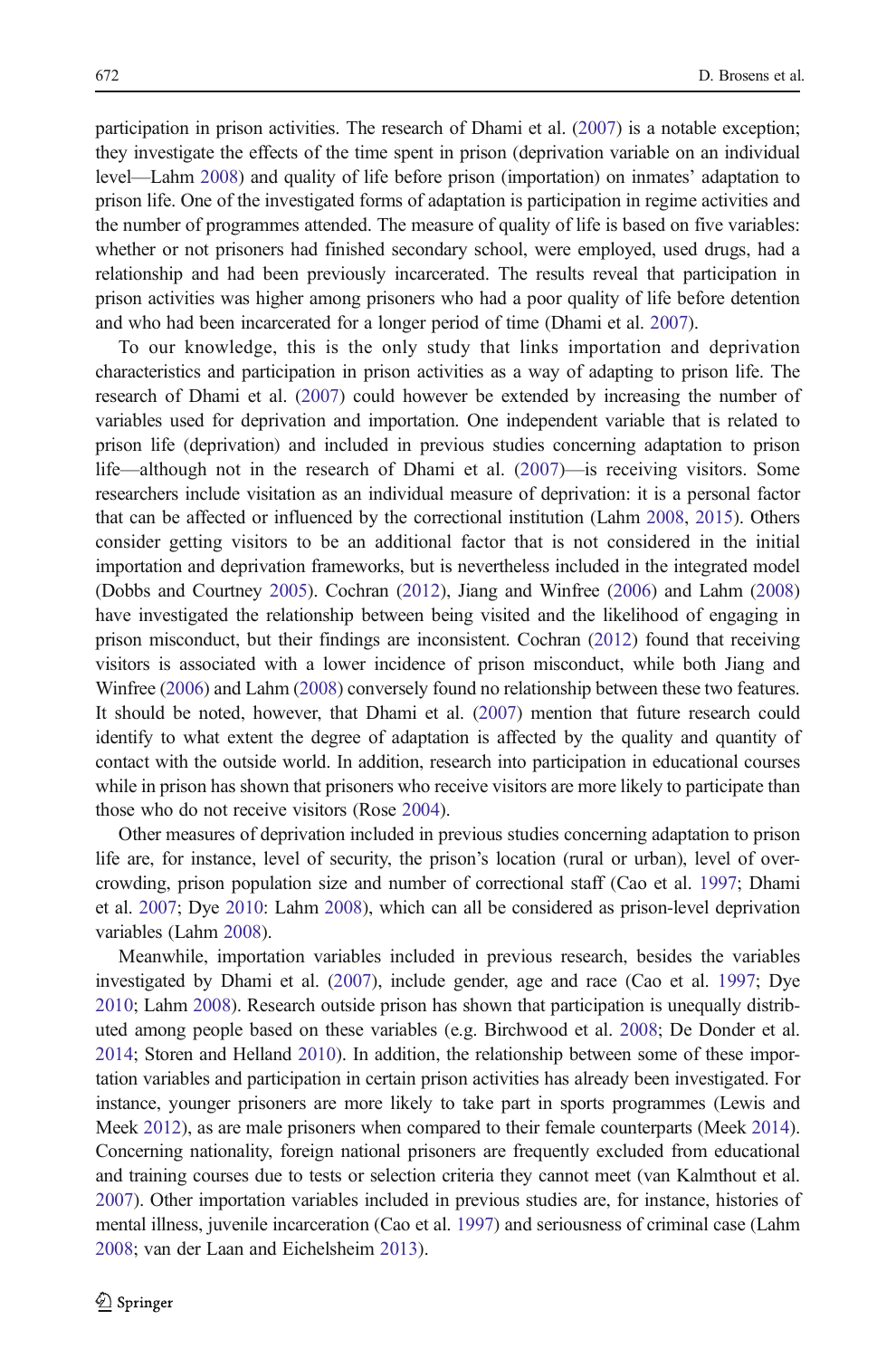participation in prison activities. The research of Dhami et al. (2007) is a notable exception; they investigate the effects of the time spent in prison (deprivation variable on an individual level—Lahm 2008) and quality of life before prison (importation) on inmates' adaptation to prison life. One of the investigated forms of adaptation is participation in regime activities and the number of programmes attended. The measure of quality of life is based on five variables: whether or not prisoners had finished secondary school, were employed, used drugs, had a relationship and had been previously incarcerated. The results reveal that participation in prison activities was higher among prisoners who had a poor quality of life before detention and who had been incarcerated for a longer period of time (Dhami et al. 2007).

To our knowledge, this is the only study that links importation and deprivation characteristics and participation in prison activities as a way of adapting to prison life. The research of Dhami et al. (2007) could however be extended by increasing the number of variables used for deprivation and importation. One independent variable that is related to prison life (deprivation) and included in previous studies concerning adaptation to prison life—although not in the research of Dhami et al. (2007)—is receiving visitors. Some researchers include visitation as an individual measure of deprivation: it is a personal factor that can be affected or influenced by the correctional institution (Lahm 2008, 2015). Others consider getting visitors to be an additional factor that is not considered in the initial importation and deprivation frameworks, but is nevertheless included in the integrated model (Dobbs and Courtney 2005). Cochran (2012), Jiang and Winfree (2006) and Lahm (2008) have investigated the relationship between being visited and the likelihood of engaging in prison misconduct, but their findings are inconsistent. Cochran (2012) found that receiving visitors is associated with a lower incidence of prison misconduct, while both Jiang and Winfree (2006) and Lahm (2008) conversely found no relationship between these two features. It should be noted, however, that Dhami et al. (2007) mention that future research could identify to what extent the degree of adaptation is affected by the quality and quantity of contact with the outside world. In addition, research into participation in educational courses while in prison has shown that prisoners who receive visitors are more likely to participate than those who do not receive visitors (Rose 2004).

Other measures of deprivation included in previous studies concerning adaptation to prison life are, for instance, level of security, the prison's location (rural or urban), level of overcrowding, prison population size and number of correctional staff (Cao et al. 1997; Dhami et al. 2007; Dye 2010: Lahm 2008), which can all be considered as prison-level deprivation variables (Lahm 2008).

Meanwhile, importation variables included in previous research, besides the variables investigated by Dhami et al. (2007), include gender, age and race (Cao et al. 1997; Dye 2010; Lahm 2008). Research outside prison has shown that participation is unequally distributed among people based on these variables (e.g. Birchwood et al. 2008; De Donder et al. 2014; Storen and Helland 2010). In addition, the relationship between some of these importation variables and participation in certain prison activities has already been investigated. For instance, younger prisoners are more likely to take part in sports programmes (Lewis and Meek 2012), as are male prisoners when compared to their female counterparts (Meek 2014). Concerning nationality, foreign national prisoners are frequently excluded from educational and training courses due to tests or selection criteria they cannot meet (van Kalmthout et al. 2007). Other importation variables included in previous studies are, for instance, histories of mental illness, juvenile incarceration (Cao et al. 1997) and seriousness of criminal case (Lahm 2008; van der Laan and Eichelsheim 2013).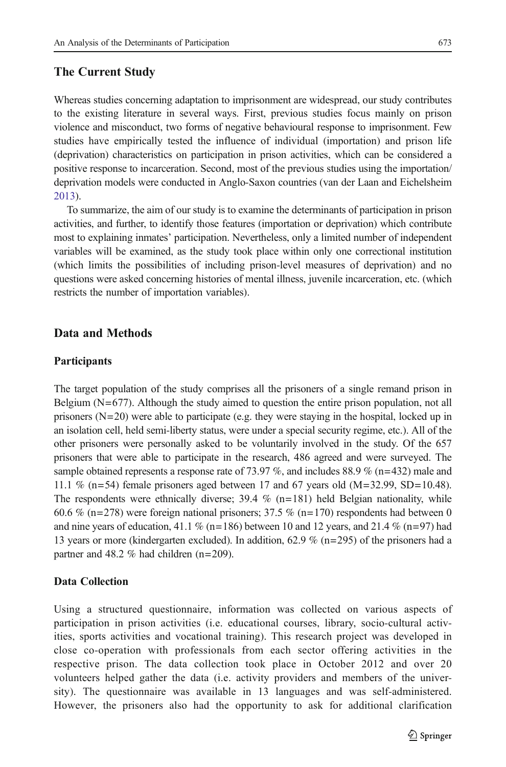## The Current Study

Whereas studies concerning adaptation to imprisonment are widespread, our study contributes to the existing literature in several ways. First, previous studies focus mainly on prison violence and misconduct, two forms of negative behavioural response to imprisonment. Few studies have empirically tested the influence of individual (importation) and prison life (deprivation) characteristics on participation in prison activities, which can be considered a positive response to incarceration. Second, most of the previous studies using the importation/ deprivation models were conducted in Anglo-Saxon countries (van der Laan and Eichelsheim 2013).

To summarize, the aim of our study is to examine the determinants of participation in prison activities, and further, to identify those features (importation or deprivation) which contribute most to explaining inmates' participation. Nevertheless, only a limited number of independent variables will be examined, as the study took place within only one correctional institution (which limits the possibilities of including prison-level measures of deprivation) and no questions were asked concerning histories of mental illness, juvenile incarceration, etc. (which restricts the number of importation variables).

## Data and Methods

### Participants

The target population of the study comprises all the prisoners of a single remand prison in Belgium (N=677). Although the study aimed to question the entire prison population, not all prisoners (N=20) were able to participate (e.g. they were staying in the hospital, locked up in an isolation cell, held semi-liberty status, were under a special security regime, etc.). All of the other prisoners were personally asked to be voluntarily involved in the study. Of the 657 prisoners that were able to participate in the research, 486 agreed and were surveyed. The sample obtained represents a response rate of 73.97 %, and includes 88.9 % (n=432) male and 11.1 % (n=54) female prisoners aged between 17 and 67 years old (M=32.99, SD=10.48). The respondents were ethnically diverse; 39.4 % (n=181) held Belgian nationality, while 60.6 % (n=278) were foreign national prisoners; 37.5 % (n=170) respondents had between 0 and nine years of education, 41.1 % (n=186) between 10 and 12 years, and 21.4 % (n=97) had 13 years or more (kindergarten excluded). In addition, 62.9 % (n=295) of the prisoners had a partner and 48.2 % had children (n=209).

### Data Collection

Using a structured questionnaire, information was collected on various aspects of participation in prison activities (i.e. educational courses, library, socio-cultural activities, sports activities and vocational training). This research project was developed in close co-operation with professionals from each sector offering activities in the respective prison. The data collection took place in October 2012 and over 20 volunteers helped gather the data (i.e. activity providers and members of the university). The questionnaire was available in 13 languages and was self-administered. However, the prisoners also had the opportunity to ask for additional clarification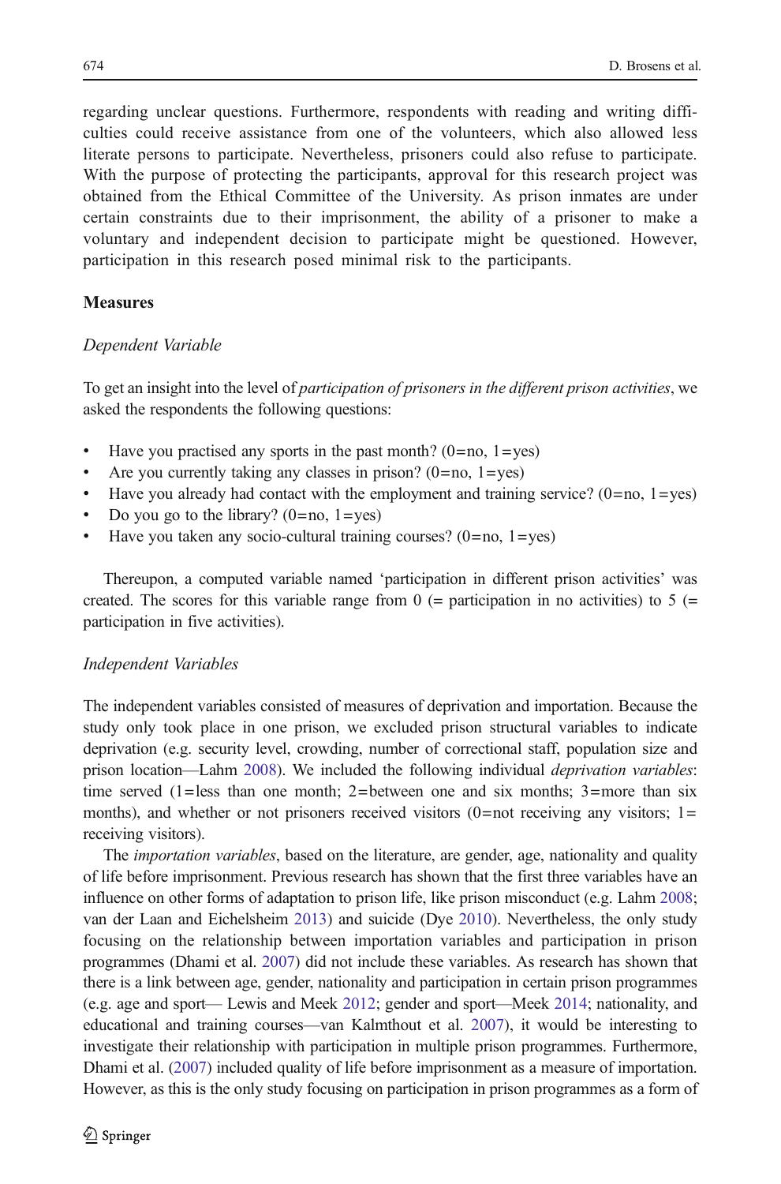regarding unclear questions. Furthermore, respondents with reading and writing difficulties could receive assistance from one of the volunteers, which also allowed less literate persons to participate. Nevertheless, prisoners could also refuse to participate. With the purpose of protecting the participants, approval for this research project was obtained from the Ethical Committee of the University. As prison inmates are under certain constraints due to their imprisonment, the ability of a prisoner to make a voluntary and independent decision to participate might be questioned. However, participation in this research posed minimal risk to the participants.

## Measures

### *Dependent Variable*

To get an insight into the level of *participation of prisoners in the different prison activities*, we asked the respondents the following questions:

- Have you practised any sports in the past month? (0=no, 1=yes)
- Are you currently taking any classes in prison? (0=no, 1=yes)
- Have you already had contact with the employment and training service? (0=no, 1=yes)
- Do you go to the library? (0=no, 1=yes)
- Have you taken any socio-cultural training courses? (0=no, 1=yes)

Thereupon, a computed variable named 'participation in different prison activities' was created. The scores for this variable range from 0 (= participation in no activities) to 5 (= participation in five activities).

### *Independent Variables*

The independent variables consisted of measures of deprivation and importation. Because the study only took place in one prison, we excluded prison structural variables to indicate deprivation (e.g. security level, crowding, number of correctional staff, population size and prison location—Lahm 2008). We included the following individual *deprivation variables*: time served (1=less than one month; 2=between one and six months; 3=more than six months), and whether or not prisoners received visitors (0=not receiving any visitors; 1= receiving visitors).

The *importation variables*, based on the literature, are gender, age, nationality and quality of life before imprisonment. Previous research has shown that the first three variables have an influence on other forms of adaptation to prison life, like prison misconduct (e.g. Lahm 2008; van der Laan and Eichelsheim 2013) and suicide (Dye 2010). Nevertheless, the only study focusing on the relationship between importation variables and participation in prison programmes (Dhami et al. 2007) did not include these variables. As research has shown that there is a link between age, gender, nationality and participation in certain prison programmes (e.g. age and sport— Lewis and Meek 2012; gender and sport—Meek 2014; nationality, and educational and training courses—van Kalmthout et al. 2007), it would be interesting to investigate their relationship with participation in multiple prison programmes. Furthermore, Dhami et al. (2007) included quality of life before imprisonment as a measure of importation. However, as this is the only study focusing on participation in prison programmes as a form of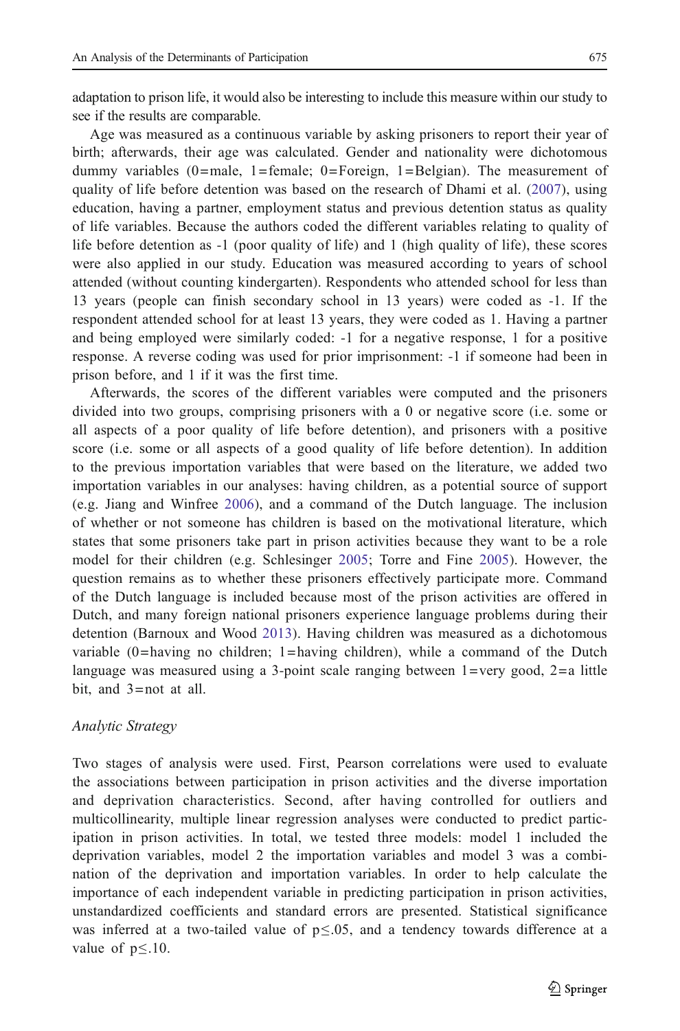adaptation to prison life, it would also be interesting to include this measure within our study to see if the results are comparable.

Age was measured as a continuous variable by asking prisoners to report their year of birth; afterwards, their age was calculated. Gender and nationality were dichotomous dummy variables (0=male, 1=female; 0=Foreign, 1=Belgian). The measurement of quality of life before detention was based on the research of Dhami et al. (2007), using education, having a partner, employment status and previous detention status as quality of life variables. Because the authors coded the different variables relating to quality of life before detention as -1 (poor quality of life) and 1 (high quality of life), these scores were also applied in our study. Education was measured according to years of school attended (without counting kindergarten). Respondents who attended school for less than 13 years (people can finish secondary school in 13 years) were coded as -1. If the respondent attended school for at least 13 years, they were coded as 1. Having a partner and being employed were similarly coded: -1 for a negative response, 1 for a positive response. A reverse coding was used for prior imprisonment: -1 if someone had been in prison before, and 1 if it was the first time.

Afterwards, the scores of the different variables were computed and the prisoners divided into two groups, comprising prisoners with a 0 or negative score (i.e. some or all aspects of a poor quality of life before detention), and prisoners with a positive score (i.e. some or all aspects of a good quality of life before detention). In addition to the previous importation variables that were based on the literature, we added two importation variables in our analyses: having children, as a potential source of support (e.g. Jiang and Winfree 2006), and a command of the Dutch language. The inclusion of whether or not someone has children is based on the motivational literature, which states that some prisoners take part in prison activities because they want to be a role model for their children (e.g. Schlesinger 2005; Torre and Fine 2005). However, the question remains as to whether these prisoners effectively participate more. Command of the Dutch language is included because most of the prison activities are offered in Dutch, and many foreign national prisoners experience language problems during their detention (Barnoux and Wood 2013). Having children was measured as a dichotomous variable (0=having no children; 1=having children), while a command of the Dutch language was measured using a 3-point scale ranging between 1=very good, 2=a little bit, and 3=not at all.

*Analytic Strategy*

Two stages of analysis were used. First, Pearson correlations were used to evaluate the associations between participation in prison activities and the diverse importation and deprivation characteristics. Second, after having controlled for outliers and multicollinearity, multiple linear regression analyses were conducted to predict participation in prison activities. In total, we tested three models: model 1 included the deprivation variables, model 2 the importation variables and model 3 was a combination of the deprivation and importation variables. In order to help calculate the importance of each independent variable in predicting participation in prison activities, unstandardized coefficients and standard errors are presented. Statistical significance was inferred at a two-tailed value of $p \leq .05$, and a tendency towards difference at a value of $p \leq .10$.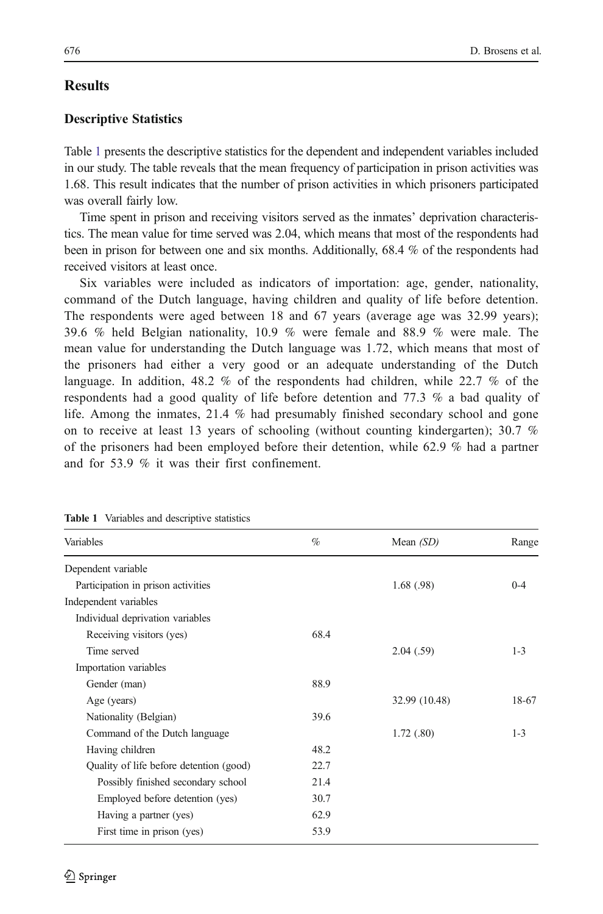## Results

### Descriptive Statistics

Table 1 presents the descriptive statistics for the dependent and independent variables included in our study. The table reveals that the mean frequency of participation in prison activities was 1.68. This result indicates that the number of prison activities in which prisoners participated was overall fairly low.

Time spent in prison and receiving visitors served as the inmates' deprivation characteristics. The mean value for time served was 2.04, which means that most of the respondents had been in prison for between one and six months. Additionally, 68.4 % of the respondents had received visitors at least once.

Six variables were included as indicators of importation: age, gender, nationality, command of the Dutch language, having children and quality of life before detention. The respondents were aged between 18 and 67 years (average age was 32.99 years); 39.6 % held Belgian nationality, 10.9 % were female and 88.9 % were male. The mean value for understanding the Dutch language was 1.72, which means that most of the prisoners had either a very good or an adequate understanding of the Dutch language. In addition, 48.2 % of the respondents had children, while 22.7 % of the respondents had a good quality of life before detention and 77.3 % a bad quality of life. Among the inmates, 21.4 % had presumably finished secondary school and gone on to receive at least 13 years of schooling (without counting kindergarten); 30.7 % of the prisoners had been employed before their detention, while 62.9 % had a partner and for 53.9 % it was their first confinement.

**Table 1** Variables and descriptive statistics

| Variables | % | Mean *(SD)* | Range |
|---|---|---|---|
| Dependent variable | | | |
| Participation in prison activities | | 1.68 (.98) | 0-4 |
| Independent variables | | | |
| Individual deprivation variables | | | |
| Receiving visitors (yes) | 68.4 | | |
| Time served | | 2.04 (.59) | 1-3 |
| Importation variables | | | |
| Gender (man) | 88.9 | | |
| Age (years) | | 32.99 (10.48) | 18-67 |
| Nationality (Belgian) | 39.6 | | |
| Command of the Dutch language | | 1.72 (.80) | 1-3 |
| Having children | 48.2 | | |
| Quality of life before detention (good) | 22.7 | | |
| Possibly finished secondary school | 21.4 | | |
| Employed before detention (yes) | 30.7 | | |
| Having a partner (yes) | 62.9 | | |
| First time in prison (yes) | 53.9 | | |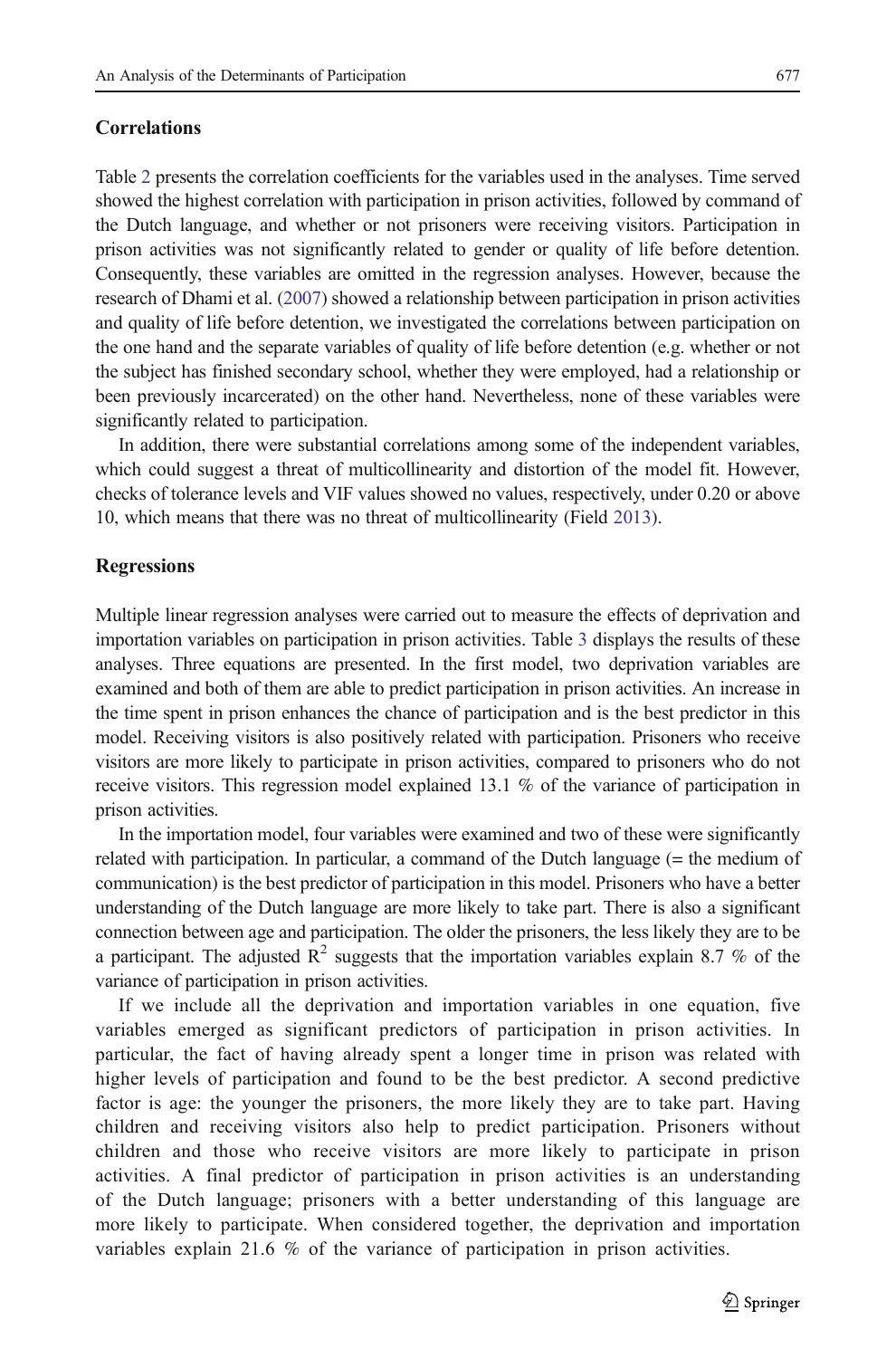### Correlations

Table 2 presents the correlation coefficients for the variables used in the analyses. Time served showed the highest correlation with participation in prison activities, followed by command of the Dutch language, and whether or not prisoners were receiving visitors. Participation in prison activities was not significantly related to gender or quality of life before detention. Consequently, these variables are omitted in the regression analyses. However, because the research of Dhami et al. (2007) showed a relationship between participation in prison activities and quality of life before detention, we investigated the correlations between participation on the one hand and the separate variables of quality of life before detention (e.g. whether or not the subject has finished secondary school, whether they were employed, had a relationship or been previously incarcerated) on the other hand. Nevertheless, none of these variables were significantly related to participation.

In addition, there were substantial correlations among some of the independent variables, which could suggest a threat of multicollinearity and distortion of the model fit. However, checks of tolerance levels and VIF values showed no values, respectively, under 0.20 or above 10, which means that there was no threat of multicollinearity (Field 2013).

### Regressions

Multiple linear regression analyses were carried out to measure the effects of deprivation and importation variables on participation in prison activities. Table 3 displays the results of these analyses. Three equations are presented. In the first model, two deprivation variables are examined and both of them are able to predict participation in prison activities. An increase in the time spent in prison enhances the chance of participation and is the best predictor in this model. Receiving visitors is also positively related with participation. Prisoners who receive visitors are more likely to participate in prison activities, compared to prisoners who do not receive visitors. This regression model explained 13.1 % of the variance of participation in prison activities.

In the importation model, four variables were examined and two of these were significantly related with participation. In particular, a command of the Dutch language (= the medium of communication) is the best predictor of participation in this model. Prisoners who have a better understanding of the Dutch language are more likely to take part. There is also a significant connection between age and participation. The older the prisoners, the less likely they are to be a participant. The adjusted $R^2$ suggests that the importation variables explain 8.7 % of the variance of participation in prison activities.

If we include all the deprivation and importation variables in one equation, five variables emerged as significant predictors of participation in prison activities. In particular, the fact of having already spent a longer time in prison was related with higher levels of participation and found to be the best predictor. A second predictive factor is age: the younger the prisoners, the more likely they are to take part. Having children and receiving visitors also help to predict participation. Prisoners without children and those who receive visitors are more likely to participate in prison activities. A final predictor of participation in prison activities is an understanding of the Dutch language; prisoners with a better understanding of this language are more likely to participate. When considered together, the deprivation and importation variables explain 21.6 % of the variance of participation in prison activities.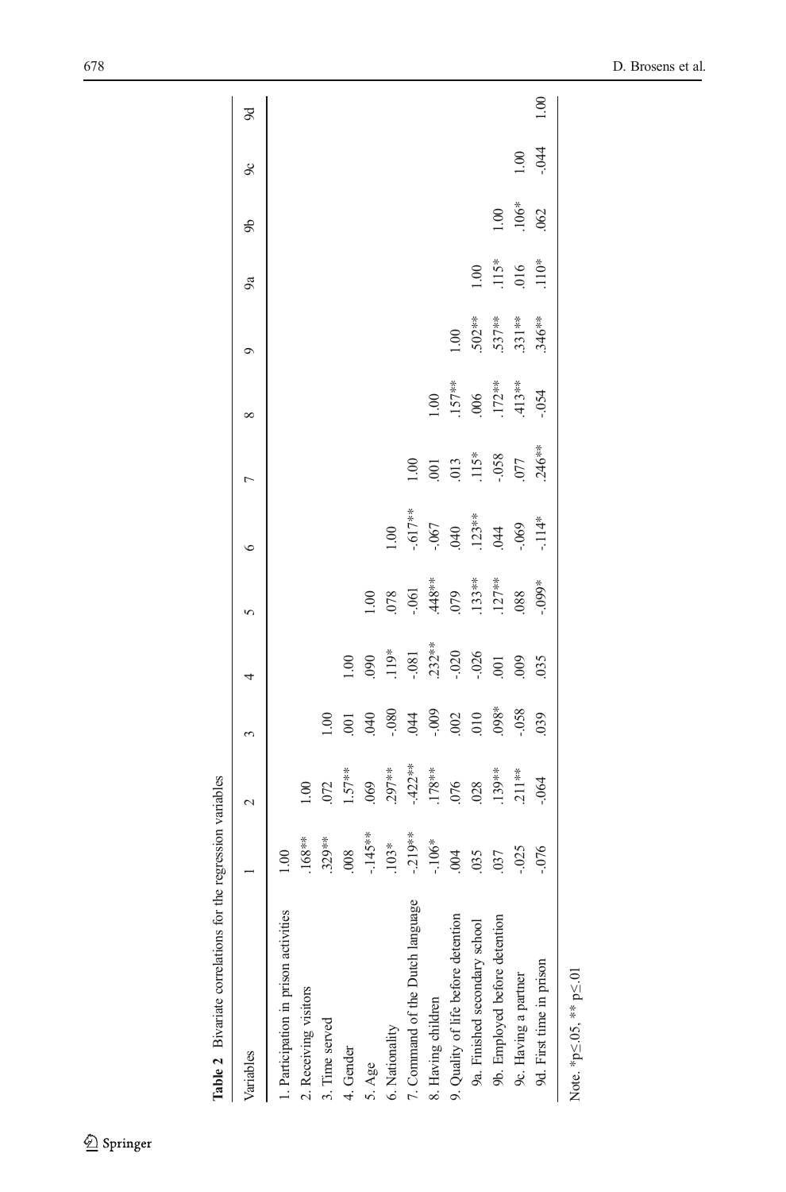**Table 2** Bivariate correlations for the regression variables

| Variables | 1 | 2 | 3 | 4 | 5 | 6 | 7 | 8 | 9 | 9a | 9b | 9c | 9d |
|---|---|---|---|---|---|---|---|---|---|---|---|---|---|
| 1. Participation in prison activities | 1.00 | | | | | | | | | | | | |
| 2. Receiving visitors | .168** | 1.00 | | | | | | | | | | | |
| 3. Time served | .329** | .072 | 1.00 | | | | | | | | | | |
| 4. Gender | .008 | 1.57** | .001 | 1.00 | | | | | | | | | |
| 5. Age | -.145** | .069 | .040 | .090 | 1.00 | | | | | | | | |
| 6. Nationality | .103* | .297** | -.080 | .119* | .078 | 1.00 | | | | | | | |
| 7. Command of the Dutch language | -.219** | -.422** | .044 | -.081 | -.061 | -.617** | 1.00 | | | | | | |
| 8. Having children | -.106* | .178** | -.009 | .232** | .448** | -.067 | .001 | 1.00 | | | | | |
| 9. Quality of life before detention | .004 | .076 | .002 | -.020 | .079 | .040 | .013 | .157** | 1.00 | | | | |
| 9a. Finished secondary school | .035 | .028 | .010 | -.026 | .133** | .123** | .115* | .006 | .502** | 1.00 | | | |
| 9b. Employed before detention | .037 | .139** | .098* | .001 | .127** | .044 | -.058 | .172** | .537** | .115* | 1.00 | | |
| 9c. Having a partner | -.025 | .211** | -.058 | .009 | .088 | -.069 | .077 | .413** | .331** | .016 | .106* | 1.00 | |
| 9d. First time in prison | -.076 | -.064 | .039 | .035 | -.099* | -.114* | .246** | -.054 | .346** | .110* | .062 | -.044 | 1.00 |

Note. *p≤.05, ** p≤.01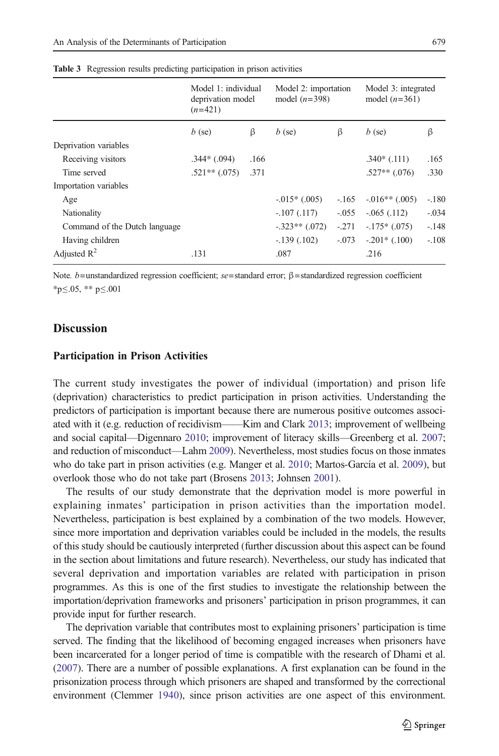**Table 3** Regression results predicting participation in prison activities

| | Model 1: individual deprivation model ($n$=421) | | Model 2: importation model ($n$=398) | | Model 3: integrated model ($n$=361) | |
|---|---|---|---|---|---|---|
| | $b$ (se) | β | $b$ (se) | β | $b$ (se) | β |
| Deprivation variables | | | | | | |
| Receiving visitors | .344* (.094) | .166 | | | .340* (.111) | .165 |
| Time served | .521** (.075) | .371 | | | .527** (.076) | .330 |
| Importation variables | | | | | | |
| Age | | | -.015* (.005) | -.165 | -.016** (.005) | -.180 |
| Nationality | | | -.107 (.117) | -.055 | -.065 (.112) | -.034 |
| Command of the Dutch language | | | -.323** (.072) | -.271 | -.175* (.075) | -.148 |
| Having children | | | -.139 (.102) | -.073 | -.201* (.100) | -.108 |
| Adjusted $R^2$ | .131 | | .087 | | .216 | |

Note. $b$=unstandardized regression coefficient; *se*=standard error; β=standardized regression coefficient
*p≤.05, ** p≤.001

## Discussion

### Participation in Prison Activities

The current study investigates the power of individual (importation) and prison life (deprivation) characteristics to predict participation in prison activities. Understanding the predictors of participation is important because there are numerous positive outcomes associated with it (e.g. reduction of recidivism——Kim and Clark 2013; improvement of wellbeing and social capital—Digennaro 2010; improvement of literacy skills—Greenberg et al. 2007; and reduction of misconduct—Lahm 2009). Nevertheless, most studies focus on those inmates who do take part in prison activities (e.g. Manger et al. 2010; Martos-García et al. 2009), but overlook those who do not take part (Brosens 2013; Johnsen 2001).

The results of our study demonstrate that the deprivation model is more powerful in explaining inmates' participation in prison activities than the importation model. Nevertheless, participation is best explained by a combination of the two models. However, since more importation and deprivation variables could be included in the models, the results of this study should be cautiously interpreted (further discussion about this aspect can be found in the section about limitations and future research). Nevertheless, our study has indicated that several deprivation and importation variables are related with participation in prison programmes. As this is one of the first studies to investigate the relationship between the importation/deprivation frameworks and prisoners' participation in prison programmes, it can provide input for further research.

The deprivation variable that contributes most to explaining prisoners' participation is time served. The finding that the likelihood of becoming engaged increases when prisoners have been incarcerated for a longer period of time is compatible with the research of Dhami et al. (2007). There are a number of possible explanations. A first explanation can be found in the prisonization process through which prisoners are shaped and transformed by the correctional environment (Clemmer 1940), since prison activities are one aspect of this environment.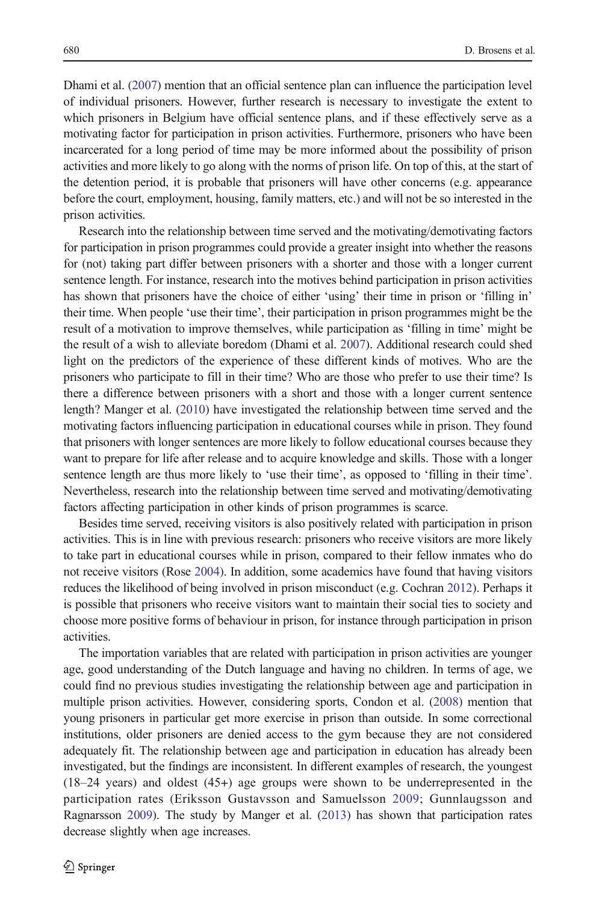Dhami et al. (2007) mention that an official sentence plan can influence the participation level of individual prisoners. However, further research is necessary to investigate the extent to which prisoners in Belgium have official sentence plans, and if these effectively serve as a motivating factor for participation in prison activities. Furthermore, prisoners who have been incarcerated for a long period of time may be more informed about the possibility of prison activities and more likely to go along with the norms of prison life. On top of this, at the start of the detention period, it is probable that prisoners will have other concerns (e.g. appearance before the court, employment, housing, family matters, etc.) and will not be so interested in the prison activities.

Research into the relationship between time served and the motivating/demotivating factors for participation in prison programmes could provide a greater insight into whether the reasons for (not) taking part differ between prisoners with a shorter and those with a longer current sentence length. For instance, research into the motives behind participation in prison activities has shown that prisoners have the choice of either 'using' their time in prison or 'filling in' their time. When people 'use their time', their participation in prison programmes might be the result of a motivation to improve themselves, while participation as 'filling in time' might be the result of a wish to alleviate boredom (Dhami et al. 2007). Additional research could shed light on the predictors of the experience of these different kinds of motives. Who are the prisoners who participate to fill in their time? Who are those who prefer to use their time? Is there a difference between prisoners with a short and those with a longer current sentence length? Manger et al. (2010) have investigated the relationship between time served and the motivating factors influencing participation in educational courses while in prison. They found that prisoners with longer sentences are more likely to follow educational courses because they want to prepare for life after release and to acquire knowledge and skills. Those with a longer sentence length are thus more likely to 'use their time', as opposed to 'filling in their time'. Nevertheless, research into the relationship between time served and motivating/demotivating factors affecting participation in other kinds of prison programmes is scarce.

Besides time served, receiving visitors is also positively related with participation in prison activities. This is in line with previous research: prisoners who receive visitors are more likely to take part in educational courses while in prison, compared to their fellow inmates who do not receive visitors (Rose 2004). In addition, some academics have found that having visitors reduces the likelihood of being involved in prison misconduct (e.g. Cochran 2012). Perhaps it is possible that prisoners who receive visitors want to maintain their social ties to society and choose more positive forms of behaviour in prison, for instance through participation in prison activities.

The importation variables that are related with participation in prison activities are younger age, good understanding of the Dutch language and having no children. In terms of age, we could find no previous studies investigating the relationship between age and participation in multiple prison activities. However, considering sports, Condon et al. (2008) mention that young prisoners in particular get more exercise in prison than outside. In some correctional institutions, older prisoners are denied access to the gym because they are not considered adequately fit. The relationship between age and participation in education has already been investigated, but the findings are inconsistent. In different examples of research, the youngest (18–24 years) and oldest (45+) age groups were shown to be underrepresented in the participation rates (Eriksson Gustavsson and Samuelsson 2009; Gunnlaugsson and Ragnarsson 2009). The study by Manger et al. (2013) has shown that participation rates decrease slightly when age increases.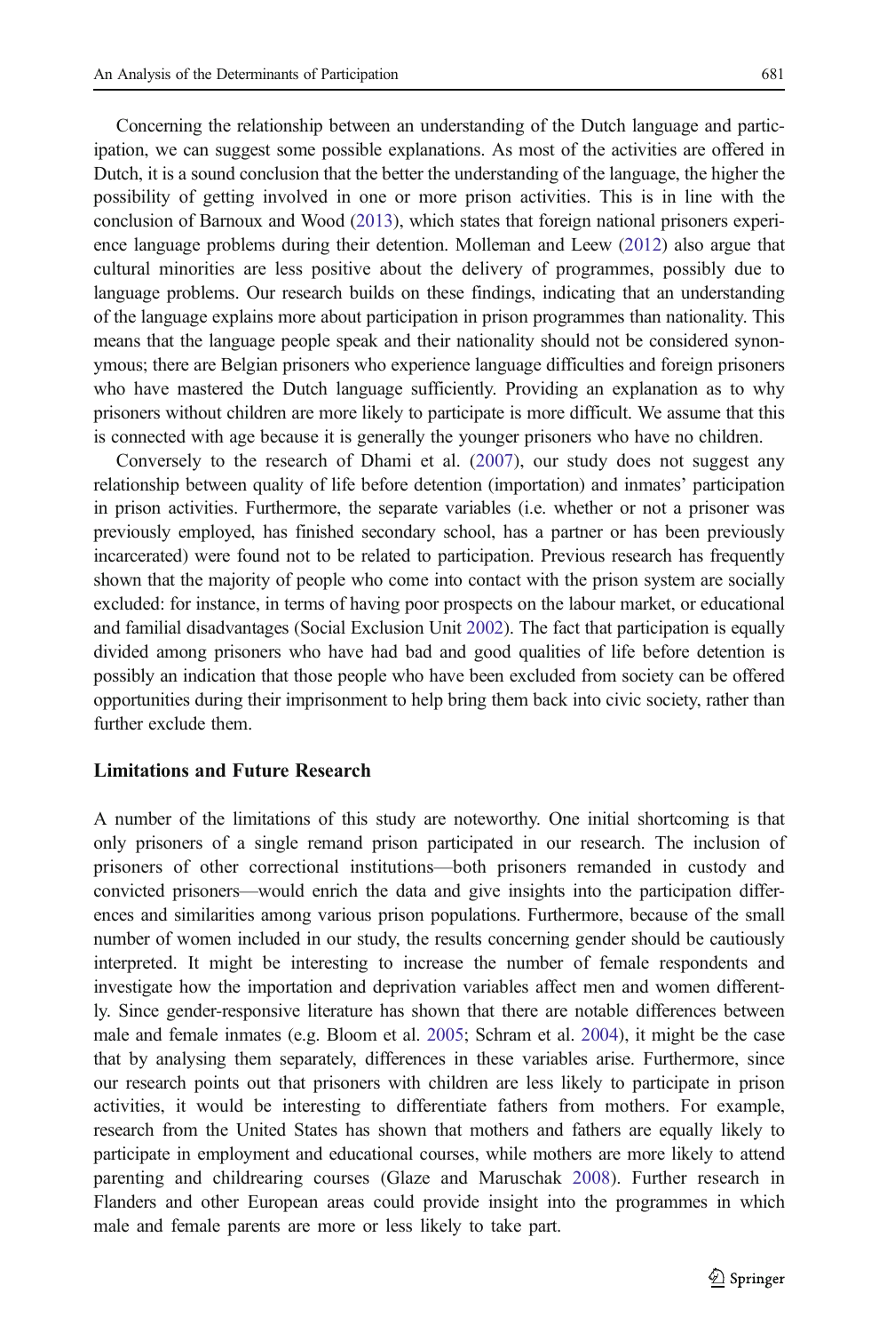Concerning the relationship between an understanding of the Dutch language and participation, we can suggest some possible explanations. As most of the activities are offered in Dutch, it is a sound conclusion that the better the understanding of the language, the higher the possibility of getting involved in one or more prison activities. This is in line with the conclusion of Barnoux and Wood (2013), which states that foreign national prisoners experience language problems during their detention. Molleman and Leew (2012) also argue that cultural minorities are less positive about the delivery of programmes, possibly due to language problems. Our research builds on these findings, indicating that an understanding of the language explains more about participation in prison programmes than nationality. This means that the language people speak and their nationality should not be considered synonymous; there are Belgian prisoners who experience language difficulties and foreign prisoners who have mastered the Dutch language sufficiently. Providing an explanation as to why prisoners without children are more likely to participate is more difficult. We assume that this is connected with age because it is generally the younger prisoners who have no children.

Conversely to the research of Dhami et al. (2007), our study does not suggest any relationship between quality of life before detention (importation) and inmates' participation in prison activities. Furthermore, the separate variables (i.e. whether or not a prisoner was previously employed, has finished secondary school, has a partner or has been previously incarcerated) were found not to be related to participation. Previous research has frequently shown that the majority of people who come into contact with the prison system are socially excluded: for instance, in terms of having poor prospects on the labour market, or educational and familial disadvantages (Social Exclusion Unit 2002). The fact that participation is equally divided among prisoners who have had bad and good qualities of life before detention is possibly an indication that those people who have been excluded from society can be offered opportunities during their imprisonment to help bring them back into civic society, rather than further exclude them.

### Limitations and Future Research

A number of the limitations of this study are noteworthy. One initial shortcoming is that only prisoners of a single remand prison participated in our research. The inclusion of prisoners of other correctional institutions—both prisoners remanded in custody and convicted prisoners—would enrich the data and give insights into the participation differences and similarities among various prison populations. Furthermore, because of the small number of women included in our study, the results concerning gender should be cautiously interpreted. It might be interesting to increase the number of female respondents and investigate how the importation and deprivation variables affect men and women differently. Since gender-responsive literature has shown that there are notable differences between male and female inmates (e.g. Bloom et al. 2005; Schram et al. 2004), it might be the case that by analysing them separately, differences in these variables arise. Furthermore, since our research points out that prisoners with children are less likely to participate in prison activities, it would be interesting to differentiate fathers from mothers. For example, research from the United States has shown that mothers and fathers are equally likely to participate in employment and educational courses, while mothers are more likely to attend parenting and childrearing courses (Glaze and Maruschak 2008). Further research in Flanders and other European areas could provide insight into the programmes in which male and female parents are more or less likely to take part.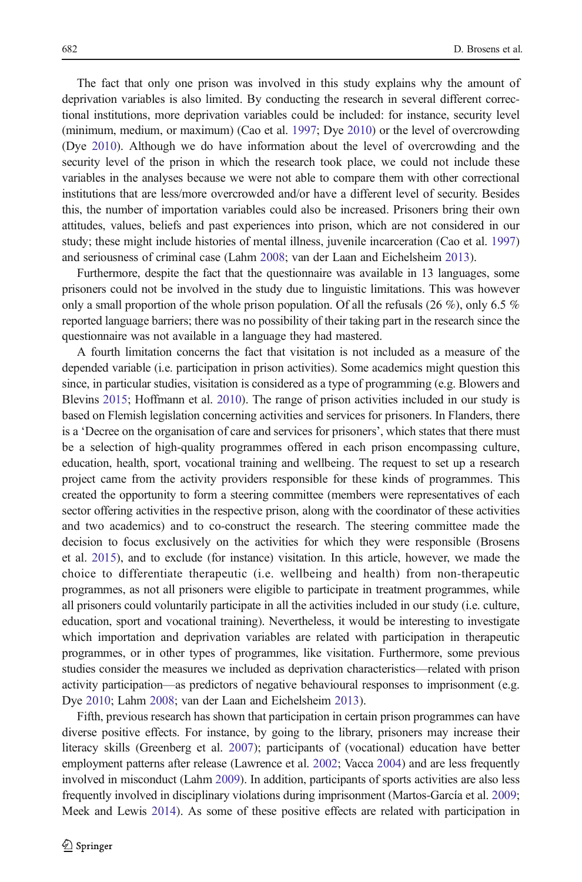The fact that only one prison was involved in this study explains why the amount of deprivation variables is also limited. By conducting the research in several different correctional institutions, more deprivation variables could be included: for instance, security level (minimum, medium, or maximum) (Cao et al. 1997; Dye 2010) or the level of overcrowding (Dye 2010). Although we do have information about the level of overcrowding and the security level of the prison in which the research took place, we could not include these variables in the analyses because we were not able to compare them with other correctional institutions that are less/more overcrowded and/or have a different level of security. Besides this, the number of importation variables could also be increased. Prisoners bring their own attitudes, values, beliefs and past experiences into prison, which are not considered in our study; these might include histories of mental illness, juvenile incarceration (Cao et al. 1997) and seriousness of criminal case (Lahm 2008; van der Laan and Eichelsheim 2013).

Furthermore, despite the fact that the questionnaire was available in 13 languages, some prisoners could not be involved in the study due to linguistic limitations. This was however only a small proportion of the whole prison population. Of all the refusals (26 %), only 6.5 % reported language barriers; there was no possibility of their taking part in the research since the questionnaire was not available in a language they had mastered.

A fourth limitation concerns the fact that visitation is not included as a measure of the depended variable (i.e. participation in prison activities). Some academics might question this since, in particular studies, visitation is considered as a type of programming (e.g. Blowers and Blevins 2015; Hoffmann et al. 2010). The range of prison activities included in our study is based on Flemish legislation concerning activities and services for prisoners. In Flanders, there is a 'Decree on the organisation of care and services for prisoners', which states that there must be a selection of high-quality programmes offered in each prison encompassing culture, education, health, sport, vocational training and wellbeing. The request to set up a research project came from the activity providers responsible for these kinds of programmes. This created the opportunity to form a steering committee (members were representatives of each sector offering activities in the respective prison, along with the coordinator of these activities and two academics) and to co-construct the research. The steering committee made the decision to focus exclusively on the activities for which they were responsible (Brosens et al. 2015), and to exclude (for instance) visitation. In this article, however, we made the choice to differentiate therapeutic (i.e. wellbeing and health) from non-therapeutic programmes, as not all prisoners were eligible to participate in treatment programmes, while all prisoners could voluntarily participate in all the activities included in our study (i.e. culture, education, sport and vocational training). Nevertheless, it would be interesting to investigate which importation and deprivation variables are related with participation in therapeutic programmes, or in other types of programmes, like visitation. Furthermore, some previous studies consider the measures we included as deprivation characteristics—related with prison activity participation—as predictors of negative behavioural responses to imprisonment (e.g. Dye 2010; Lahm 2008; van der Laan and Eichelsheim 2013).

Fifth, previous research has shown that participation in certain prison programmes can have diverse positive effects. For instance, by going to the library, prisoners may increase their literacy skills (Greenberg et al. 2007); participants of (vocational) education have better employment patterns after release (Lawrence et al. 2002; Vacca 2004) and are less frequently involved in misconduct (Lahm 2009). In addition, participants of sports activities are also less frequently involved in disciplinary violations during imprisonment (Martos-García et al. 2009; Meek and Lewis 2014). As some of these positive effects are related with participation in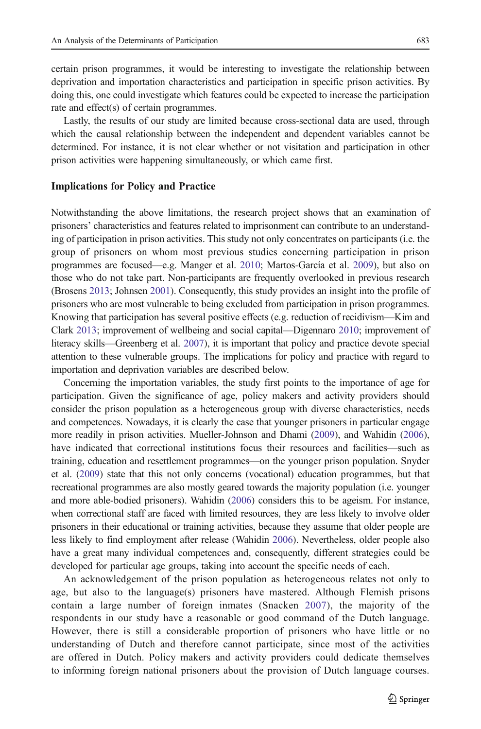certain prison programmes, it would be interesting to investigate the relationship between deprivation and importation characteristics and participation in specific prison activities. By doing this, one could investigate which features could be expected to increase the participation rate and effect(s) of certain programmes.

Lastly, the results of our study are limited because cross-sectional data are used, through which the causal relationship between the independent and dependent variables cannot be determined. For instance, it is not clear whether or not visitation and participation in other prison activities were happening simultaneously, or which came first.

### Implications for Policy and Practice

Notwithstanding the above limitations, the research project shows that an examination of prisoners' characteristics and features related to imprisonment can contribute to an understanding of participation in prison activities. This study not only concentrates on participants (i.e. the group of prisoners on whom most previous studies concerning participation in prison programmes are focused—e.g. Manger et al. 2010; Martos-García et al. 2009), but also on those who do not take part. Non-participants are frequently overlooked in previous research (Brosens 2013; Johnsen 2001). Consequently, this study provides an insight into the profile of prisoners who are most vulnerable to being excluded from participation in prison programmes. Knowing that participation has several positive effects (e.g. reduction of recidivism—Kim and Clark 2013; improvement of wellbeing and social capital—Digennaro 2010; improvement of literacy skills—Greenberg et al. 2007), it is important that policy and practice devote special attention to these vulnerable groups. The implications for policy and practice with regard to importation and deprivation variables are described below.

Concerning the importation variables, the study first points to the importance of age for participation. Given the significance of age, policy makers and activity providers should consider the prison population as a heterogeneous group with diverse characteristics, needs and competences. Nowadays, it is clearly the case that younger prisoners in particular engage more readily in prison activities. Mueller-Johnson and Dhami (2009), and Wahidin (2006), have indicated that correctional institutions focus their resources and facilities—such as training, education and resettlement programmes—on the younger prison population. Snyder et al. (2009) state that this not only concerns (vocational) education programmes, but that recreational programmes are also mostly geared towards the majority population (i.e. younger and more able-bodied prisoners). Wahidin (2006) considers this to be ageism. For instance, when correctional staff are faced with limited resources, they are less likely to involve older prisoners in their educational or training activities, because they assume that older people are less likely to find employment after release (Wahidin 2006). Nevertheless, older people also have a great many individual competences and, consequently, different strategies could be developed for particular age groups, taking into account the specific needs of each.

An acknowledgement of the prison population as heterogeneous relates not only to age, but also to the language(s) prisoners have mastered. Although Flemish prisons contain a large number of foreign inmates (Snacken 2007), the majority of the respondents in our study have a reasonable or good command of the Dutch language. However, there is still a considerable proportion of prisoners who have little or no understanding of Dutch and therefore cannot participate, since most of the activities are offered in Dutch. Policy makers and activity providers could dedicate themselves to informing foreign national prisoners about the provision of Dutch language courses.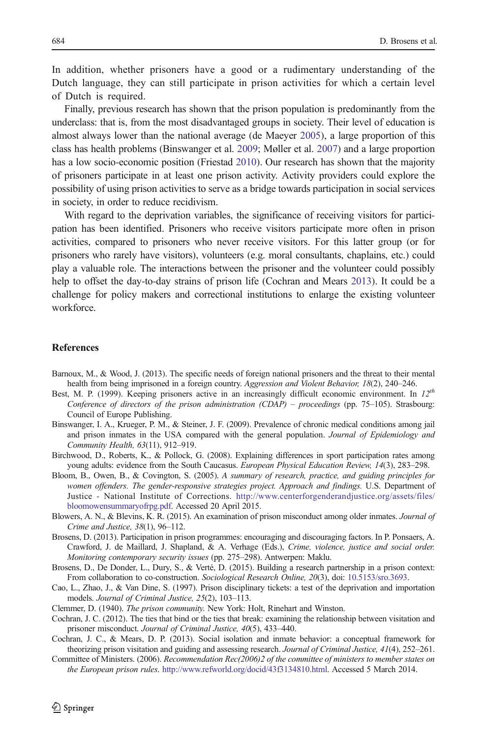In addition, whether prisoners have a good or a rudimentary understanding of the Dutch language, they can still participate in prison activities for which a certain level of Dutch is required.

Finally, previous research has shown that the prison population is predominantly from the underclass: that is, from the most disadvantaged groups in society. Their level of education is almost always lower than the national average (de Maeyer 2005), a large proportion of this class has health problems (Binswanger et al. 2009; Møller et al. 2007) and a large proportion has a low socio-economic position (Friestad 2010). Our research has shown that the majority of prisoners participate in at least one prison activity. Activity providers could explore the possibility of using prison activities to serve as a bridge towards participation in social services in society, in order to reduce recidivism.

With regard to the deprivation variables, the significance of receiving visitors for participation has been identified. Prisoners who receive visitors participate more often in prison activities, compared to prisoners who never receive visitors. For this latter group (or for prisoners who rarely have visitors), volunteers (e.g. moral consultants, chaplains, etc.) could play a valuable role. The interactions between the prisoner and the volunteer could possibly help to offset the day-to-day strains of prison life (Cochran and Mears 2013). It could be a challenge for policy makers and correctional institutions to enlarge the existing volunteer workforce.

## References

Barnoux, M., & Wood, J. (2013). The specific needs of foreign national prisoners and the threat to their mental health from being imprisoned in a foreign country. *Aggression and Violent Behavior, 18*(2), 240–246.

Best, M. P. (1999). Keeping prisoners active in an increasingly difficult economic environment. In *12th Conference of directors of the prison administration (CDAP) – proceedings* (pp. 75–105). Strasbourg: Council of Europe Publishing.

Binswanger, I. A., Krueger, P. M., & Steiner, J. F. (2009). Prevalence of chronic medical conditions among jail and prison inmates in the USA compared with the general population. *Journal of Epidemiology and Community Health, 63*(11), 912–919.

Birchwood, D., Roberts, K., & Pollock, G. (2008). Explaining differences in sport participation rates among young adults: evidence from the South Caucasus. *European Physical Education Review, 14*(3), 283–298.

Bloom, B., Owen, B., & Covington, S. (2005). *A summary of research, practice, and guiding principles for women offenders. The gender-responsive strategies project. Approach and findings.* U.S. Department of Justice - National Institute of Corrections. http://www.centerforgenderandjustice.org/assets/files/bloomowensummaryofrpg.pdf. Accessed 20 April 2015.

Blowers, A. N., & Blevins, K. R. (2015). An examination of prison misconduct among older inmates. *Journal of Crime and Justice, 38*(1), 96–112.

Brosens, D. (2013). Participation in prison programmes: encouraging and discouraging factors. In P. Ponsaers, A. Crawford, J. de Maillard, J. Shapland, & A. Verhage (Eds.), *Crime, violence, justice and social order. Monitoring contemporary security issues* (pp. 275–298). Antwerpen: Maklu.

Brosens, D., De Donder, L., Dury, S., & Verté, D. (2015). Building a research partnership in a prison context: From collaboration to co-construction. *Sociological Research Online, 20*(3), doi: 10.5153/sro.3693.

Cao, L., Zhao, J., & Van Dine, S. (1997). Prison disciplinary tickets: a test of the deprivation and importation models. *Journal of Criminal Justice, 25*(2), 103–113.

Clemmer, D. (1940). *The prison community.* New York: Holt, Rinehart and Winston.

Cochran, J. C. (2012). The ties that bind or the ties that break: examining the relationship between visitation and prisoner misconduct. *Journal of Criminal Justice, 40*(5), 433–440.

Cochran, J. C., & Mears, D. P. (2013). Social isolation and inmate behavior: a conceptual framework for theorizing prison visitation and guiding and assessing research. *Journal of Criminal Justice, 41*(4), 252–261.

Committee of Ministers. (2006). *Recommendation Rec(2006)2 of the committee of ministers to member states on the European prison rules.* http://www.refworld.org/docid/43f3134810.html. Accessed 5 March 2014.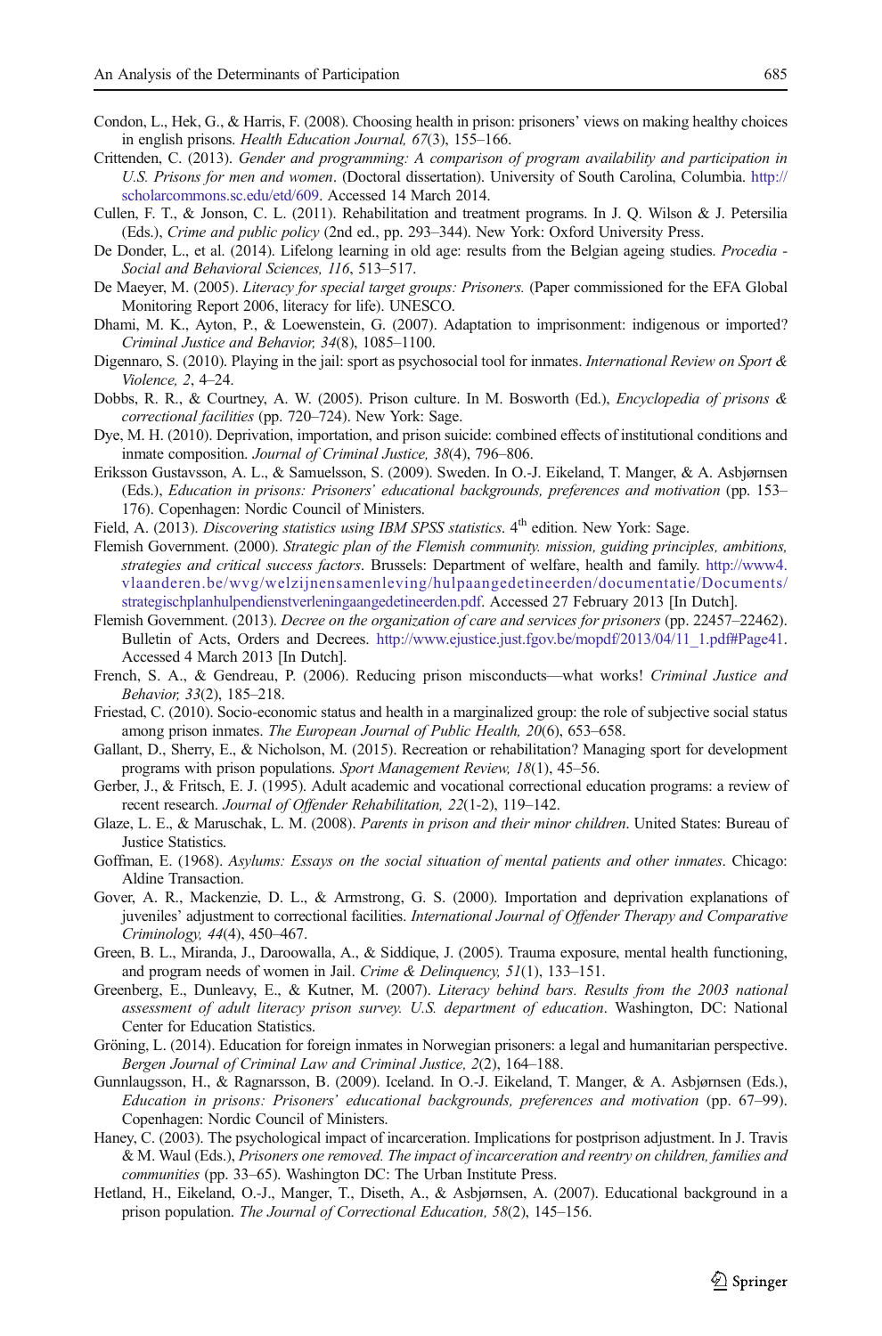Condon, L., Hek, G., & Harris, F. (2008). Choosing health in prison: prisoners' views on making healthy choices in english prisons. *Health Education Journal, 67*(3), 155–166.

Crittenden, C. (2013). *Gender and programming: A comparison of program availability and participation in U.S. Prisons for men and women*. (Doctoral dissertation). University of South Carolina, Columbia. http://scholarcommons.sc.edu/etd/609. Accessed 14 March 2014.

Cullen, F. T., & Jonson, C. L. (2011). Rehabilitation and treatment programs. In J. Q. Wilson & J. Petersilia (Eds.), *Crime and public policy* (2nd ed., pp. 293–344). New York: Oxford University Press.

De Donder, L., et al. (2014). Lifelong learning in old age: results from the Belgian ageing studies. *Procedia - Social and Behavioral Sciences, 116*, 513–517.

De Maeyer, M. (2005). *Literacy for special target groups: Prisoners.* (Paper commissioned for the EFA Global Monitoring Report 2006, literacy for life). UNESCO.

Dhami, M. K., Ayton, P., & Loewenstein, G. (2007). Adaptation to imprisonment: indigenous or imported? *Criminal Justice and Behavior, 34*(8), 1085–1100.

Digennaro, S. (2010). Playing in the jail: sport as psychosocial tool for inmates. *International Review on Sport & Violence, 2*, 4–24.

Dobbs, R. R., & Courtney, A. W. (2005). Prison culture. In M. Bosworth (Ed.), *Encyclopedia of prisons & correctional facilities* (pp. 720–724). New York: Sage.

Dye, M. H. (2010). Deprivation, importation, and prison suicide: combined effects of institutional conditions and inmate composition. *Journal of Criminal Justice, 38*(4), 796–806.

Eriksson Gustavsson, A. L., & Samuelsson, S. (2009). Sweden. In O.-J. Eikeland, T. Manger, & A. Asbjørnsen (Eds.), *Education in prisons: Prisoners' educational backgrounds, preferences and motivation* (pp. 153–176). Copenhagen: Nordic Council of Ministers.

Field, A. (2013). *Discovering statistics using IBM SPSS statistics*. 4th edition. New York: Sage.

Flemish Government. (2000). *Strategic plan of the Flemish community. mission, guiding principles, ambitions, strategies and critical success factors*. Brussels: Department of welfare, health and family. http://www4.vlaanderen.be/wvg/welzijnensamenleving/hulpaangedetineerden/documentatie/Documents/strategischplanhulpendienstverleningaangedetineerden.pdf. Accessed 27 February 2013 [In Dutch].

Flemish Government. (2013). *Decree on the organization of care and services for prisoners* (pp. 22457–22462). Bulletin of Acts, Orders and Decrees. http://www.ejustice.just.fgov.be/mopdf/2013/04/11_1.pdf#Page41. Accessed 4 March 2013 [In Dutch].

French, S. A., & Gendreau, P. (2006). Reducing prison misconducts—what works! *Criminal Justice and Behavior, 33*(2), 185–218.

Friestad, C. (2010). Socio-economic status and health in a marginalized group: the role of subjective social status among prison inmates. *The European Journal of Public Health, 20*(6), 653–658.

Gallant, D., Sherry, E., & Nicholson, M. (2015). Recreation or rehabilitation? Managing sport for development programs with prison populations. *Sport Management Review, 18*(1), 45–56.

Gerber, J., & Fritsch, E. J. (1995). Adult academic and vocational correctional education programs: a review of recent research. *Journal of Offender Rehabilitation, 22*(1-2), 119–142.

Glaze, L. E., & Maruschak, L. M. (2008). *Parents in prison and their minor children*. United States: Bureau of Justice Statistics.

Goffman, E. (1968). *Asylums: Essays on the social situation of mental patients and other inmates*. Chicago: Aldine Transaction.

Gover, A. R., Mackenzie, D. L., & Armstrong, G. S. (2000). Importation and deprivation explanations of juveniles' adjustment to correctional facilities. *International Journal of Offender Therapy and Comparative Criminology, 44*(4), 450–467.

Green, B. L., Miranda, J., Daroowalla, A., & Siddique, J. (2005). Trauma exposure, mental health functioning, and program needs of women in Jail. *Crime & Delinquency, 51*(1), 133–151.

Greenberg, E., Dunleavy, E., & Kutner, M. (2007). *Literacy behind bars. Results from the 2003 national assessment of adult literacy prison survey. U.S. department of education*. Washington, DC: National Center for Education Statistics.

Gröning, L. (2014). Education for foreign inmates in Norwegian prisoners: a legal and humanitarian perspective. *Bergen Journal of Criminal Law and Criminal Justice, 2*(2), 164–188.

Gunnlaugsson, H., & Ragnarsson, B. (2009). Iceland. In O.-J. Eikeland, T. Manger, & A. Asbjørnsen (Eds.), *Education in prisons: Prisoners' educational backgrounds, preferences and motivation* (pp. 67–99). Copenhagen: Nordic Council of Ministers.

Haney, C. (2003). The psychological impact of incarceration. Implications for postprison adjustment. In J. Travis & M. Waul (Eds.), *Prisoners one removed. The impact of incarceration and reentry on children, families and communities* (pp. 33–65). Washington DC: The Urban Institute Press.

Hetland, H., Eikeland, O.-J., Manger, T., Diseth, A., & Asbjørnsen, A. (2007). Educational background in a prison population. *The Journal of Correctional Education, 58*(2), 145–156.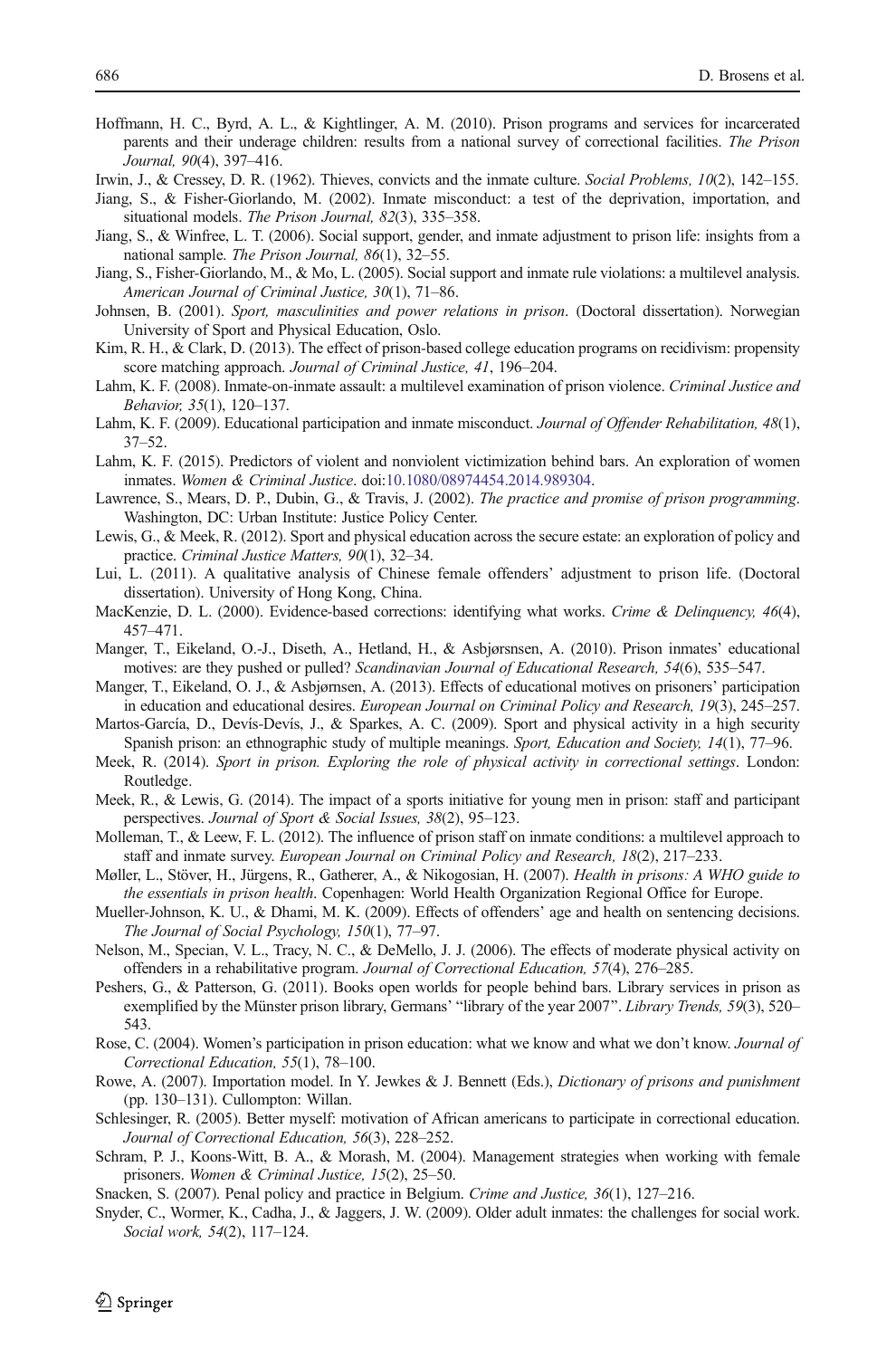Hoffmann, H. C., Byrd, A. L., & Kightlinger, A. M. (2010). Prison programs and services for incarcerated parents and their underage children: results from a national survey of correctional facilities. *The Prison Journal, 90*(4), 397–416.

Irwin, J., & Cressey, D. R. (1962). Thieves, convicts and the inmate culture. *Social Problems, 10*(2), 142–155.

Jiang, S., & Fisher-Giorlando, M. (2002). Inmate misconduct: a test of the deprivation, importation, and situational models. *The Prison Journal, 82*(3), 335–358.

Jiang, S., & Winfree, L. T. (2006). Social support, gender, and inmate adjustment to prison life: insights from a national sample. *The Prison Journal, 86*(1), 32–55.

Jiang, S., Fisher-Giorlando, M., & Mo, L. (2005). Social support and inmate rule violations: a multilevel analysis. *American Journal of Criminal Justice, 30*(1), 71–86.

Johnsen, B. (2001). *Sport, masculinities and power relations in prison*. (Doctoral dissertation). Norwegian University of Sport and Physical Education, Oslo.

Kim, R. H., & Clark, D. (2013). The effect of prison-based college education programs on recidivism: propensity score matching approach. *Journal of Criminal Justice, 41*, 196–204.

Lahm, K. F. (2008). Inmate-on-inmate assault: a multilevel examination of prison violence. *Criminal Justice and Behavior, 35*(1), 120–137.

Lahm, K. F. (2009). Educational participation and inmate misconduct. *Journal of Offender Rehabilitation, 48*(1), 37–52.

Lahm, K. F. (2015). Predictors of violent and nonviolent victimization behind bars. An exploration of women inmates. *Women & Criminal Justice*. doi:10.1080/08974454.2014.989304.

Lawrence, S., Mears, D. P., Dubin, G., & Travis, J. (2002). *The practice and promise of prison programming*. Washington, DC: Urban Institute: Justice Policy Center.

Lewis, G., & Meek, R. (2012). Sport and physical education across the secure estate: an exploration of policy and practice. *Criminal Justice Matters, 90*(1), 32–34.

Lui, L. (2011). A qualitative analysis of Chinese female offenders' adjustment to prison life. (Doctoral dissertation). University of Hong Kong, China.

MacKenzie, D. L. (2000). Evidence-based corrections: identifying what works. *Crime & Delinquency, 46*(4), 457–471.

Manger, T., Eikeland, O.-J., Diseth, A., Hetland, H., & Asbjørnsen, A. (2010). Prison inmates' educational motives: are they pushed or pulled? *Scandinavian Journal of Educational Research, 54*(6), 535–547.

Manger, T., Eikeland, O. J., & Asbjørnsen, A. (2013). Effects of educational motives on prisoners' participation in education and educational desires. *European Journal on Criminal Policy and Research, 19*(3), 245–257.

Martos-García, D., Devís-Devís, J., & Sparkes, A. C. (2009). Sport and physical activity in a high security Spanish prison: an ethnographic study of multiple meanings. *Sport, Education and Society, 14*(1), 77–96.

Meek, R. (2014). *Sport in prison. Exploring the role of physical activity in correctional settings*. London: Routledge.

Meek, R., & Lewis, G. (2014). The impact of a sports initiative for young men in prison: staff and participant perspectives. *Journal of Sport & Social Issues, 38*(2), 95–123.

Molleman, T., & Leew, F. L. (2012). The influence of prison staff on inmate conditions: a multilevel approach to staff and inmate survey. *European Journal on Criminal Policy and Research, 18*(2), 217–233.

Møller, L., Stöver, H., Jürgens, R., Gatherer, A., & Nikogosian, H. (2007). *Health in prisons: A WHO guide to the essentials in prison health*. Copenhagen: World Health Organization Regional Office for Europe.

Mueller-Johnson, K. U., & Dhami, M. K. (2009). Effects of offenders' age and health on sentencing decisions. *The Journal of Social Psychology, 150*(1), 77–97.

Nelson, M., Specian, V. L., Tracy, N. C., & DeMello, J. J. (2006). The effects of moderate physical activity on offenders in a rehabilitative program. *Journal of Correctional Education, 57*(4), 276–285.

Peshers, G., & Patterson, G. (2011). Books open worlds for people behind bars. Library services in prison as exemplified by the Münster prison library, Germans' "library of the year 2007". *Library Trends, 59*(3), 520–543.

Rose, C. (2004). Women's participation in prison education: what we know and what we don't know. *Journal of Correctional Education, 55*(1), 78–100.

Rowe, A. (2007). Importation model. In Y. Jewkes & J. Bennett (Eds.), *Dictionary of prisons and punishment* (pp. 130–131). Cullompton: Willan.

Schlesinger, R. (2005). Better myself: motivation of African americans to participate in correctional education. *Journal of Correctional Education, 56*(3), 228–252.

Schram, P. J., Koons-Witt, B. A., & Morash, M. (2004). Management strategies when working with female prisoners. *Women & Criminal Justice, 15*(2), 25–50.

Snacken, S. (2007). Penal policy and practice in Belgium. *Crime and Justice, 36*(1), 127–216.

Snyder, C., Wormer, K., Cadha, J., & Jaggers, J. W. (2009). Older adult inmates: the challenges for social work. *Social work, 54*(2), 117–124.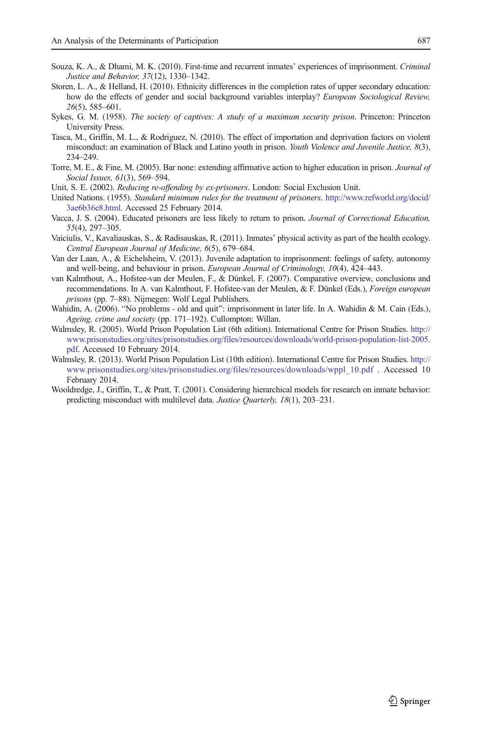Souza, K. A., & Dhami, M. K. (2010). First-time and recurrent inmates' experiences of imprisonment. *Criminal Justice and Behavior, 37*(12), 1330–1342.

Storen, L. A., & Helland, H. (2010). Ethnicity differences in the completion rates of upper secondary education: how do the effects of gender and social background variables interplay? *European Sociological Review, 26*(5), 585–601.

Sykes, G. M. (1958). *The society of captives: A study of a maximum security prison*. Princeton: Princeton University Press.

Tasca, M., Griffin, M. L., & Rodriguez, N. (2010). The effect of importation and deprivation factors on violent misconduct: an examination of Black and Latino youth in prison. *Youth Violence and Juvenile Justice, 8*(3), 234–249.

Torre, M. E., & Fine, M. (2005). Bar none: extending affirmative action to higher education in prison. *Journal of Social Issues, 61*(3), 569–594.

Unit, S. E. (2002). *Reducing re-offending by ex-prisoners*. London: Social Exclusion Unit.

United Nations. (1955). *Standard minimum rules for the treatment of prisoners*. http://www.refworld.org/docid/3ae6b36e8.html. Accessed 25 February 2014.

Vacca, J. S. (2004). Educated prisoners are less likely to return to prison. *Journal of Correctional Education, 55*(4), 297–305.

Vaiciulis, V., Kavaliauskas, S., & Radisauskas, R. (2011). Inmates' physical activity as part of the health ecology. *Central European Journal of Medicine, 6*(5), 679–684.

Van der Laan, A., & Eichelsheim, V. (2013). Juvenile adaptation to imprisonment: feelings of safety, autonomy and well-being, and behaviour in prison. *European Journal of Criminology, 10*(4), 424–443.

van Kalmthout, A., Hofstee-van der Meulen, F., & Dünkel, F. (2007). Comparative overview, conclusions and recommendations. In A. van Kalmthout, F. Hofstee-van der Meulen, & F. Dünkel (Eds.), *Foreign european prisons* (pp. 7–88). Nijmegen: Wolf Legal Publishers.

Wahidin, A. (2006). "No problems - old and quit": imprisonment in later life. In A. Wahidin & M. Cain (Eds.), *Ageing, crime and society* (pp. 171–192). Cullompton: Willan.

Walmsley, R. (2005). World Prison Population List (6th edition). International Centre for Prison Studies. http://www.prisonstudies.org/sites/prisonstudies.org/files/resources/downloads/world-prison-population-list-2005.pdf. Accessed 10 February 2014.

Walmsley, R. (2013). World Prison Population List (10th edition). International Centre for Prison Studies. http://www.prisonstudies.org/sites/prisonstudies.org/files/resources/downloads/wppl_10.pdf . Accessed 10 February 2014.

Wooldredge, J., Griffin, T., & Pratt, T. (2001). Considering hierarchical models for research on inmate behavior: predicting misconduct with multilevel data. *Justice Quarterly, 18*(1), 203–231.